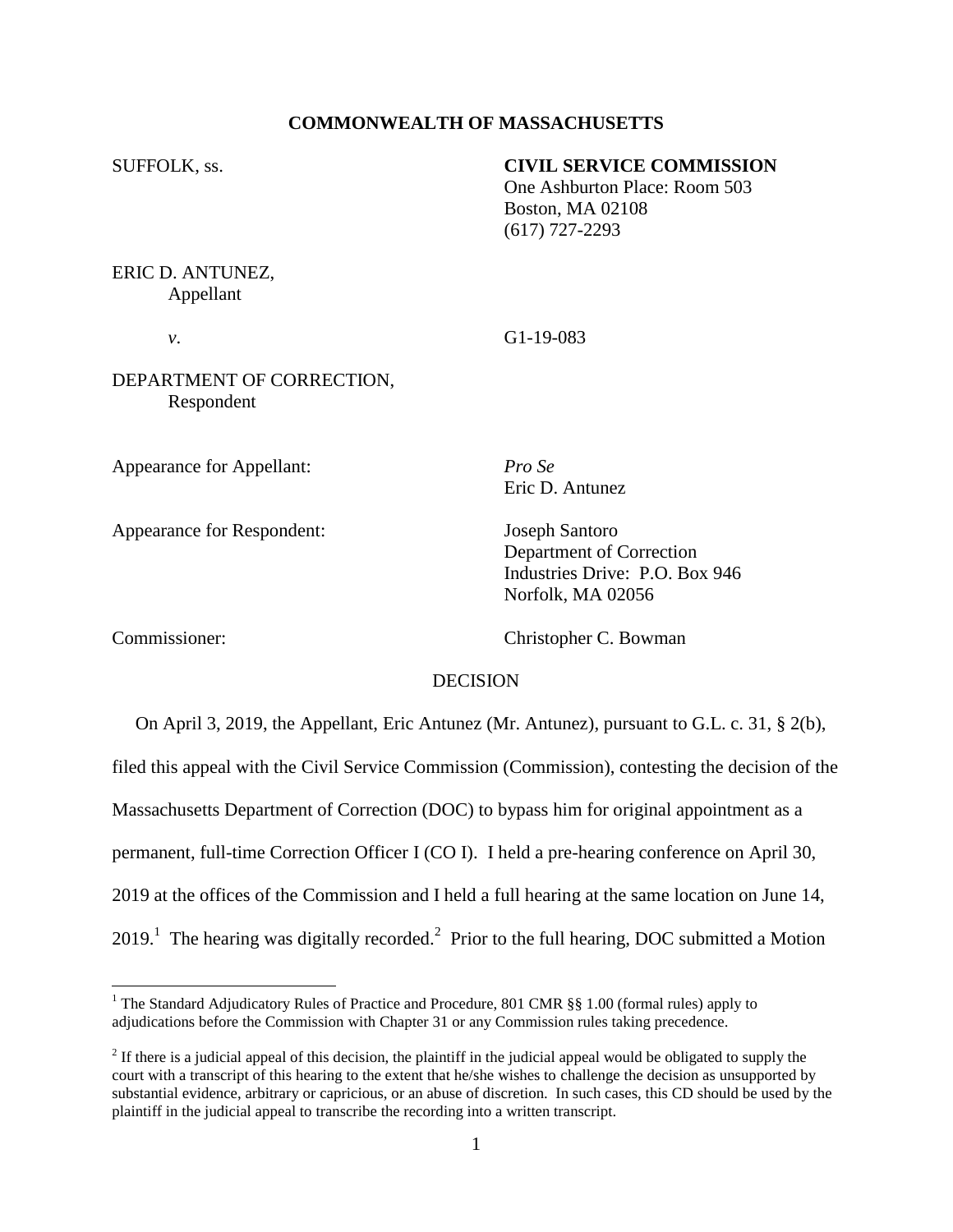**COMMONWEALTH OF MASSACHUSETTS**

SUFFOLK, ss.

**CIVIL SERVICE COMMISSION**
One Ashburton Place: Room 503
Boston, MA 02108
(617) 727-2293

ERIC D. ANTUNEZ,
Appellant

*v*. G1-19-083

DEPARTMENT OF CORRECTION,
Respondent

Appearance for Appellant: *Pro Se*
Eric D. Antunez

Appearance for Respondent: Joseph Santoro
Department of Correction
Industries Drive: P.O. Box 946
Norfolk, MA 02056

Commissioner: Christopher C. Bowman

DECISION

On April 3, 2019, the Appellant, Eric Antunez (Mr. Antunez), pursuant to G.L. c. 31, § 2(b), filed this appeal with the Civil Service Commission (Commission), contesting the decision of the Massachusetts Department of Correction (DOC) to bypass him for original appointment as a permanent, full-time Correction Officer I (CO I). I held a pre-hearing conference on April 30, 2019 at the offices of the Commission and I held a full hearing at the same location on June 14, 2019.[1] The hearing was digitally recorded.[2] Prior to the full hearing, DOC submitted a Motion

---

[1] The Standard Adjudicatory Rules of Practice and Procedure, 801 CMR §§ 1.00 (formal rules) apply to adjudications before the Commission with Chapter 31 or any Commission rules taking precedence.

[2] If there is a judicial appeal of this decision, the plaintiff in the judicial appeal would be obligated to supply the court with a transcript of this hearing to the extent that he/she wishes to challenge the decision as unsupported by substantial evidence, arbitrary or capricious, or an abuse of discretion. In such cases, this CD should be used by the plaintiff in the judicial appeal to transcribe the recording into a written transcript.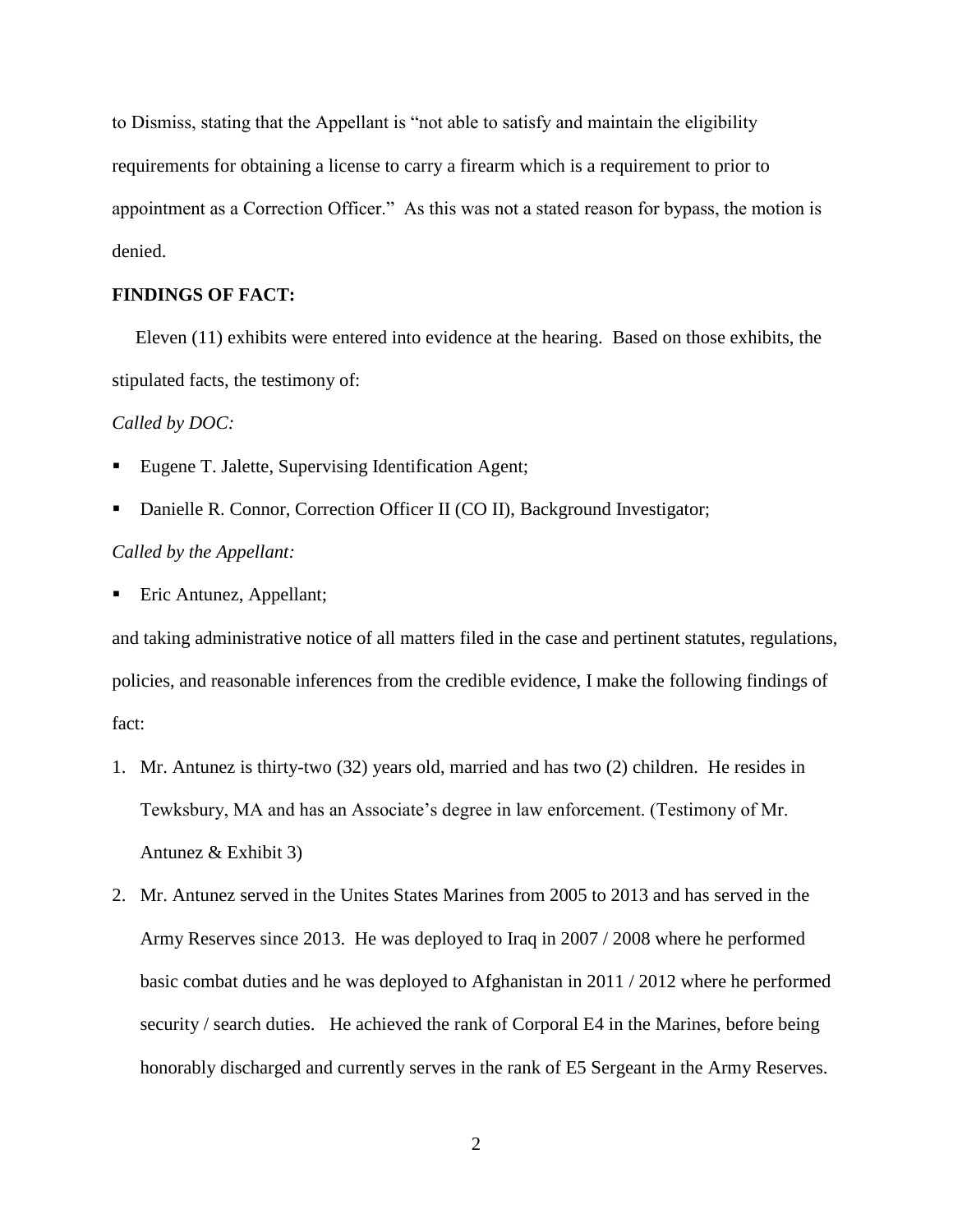to Dismiss, stating that the Appellant is "not able to satisfy and maintain the eligibility requirements for obtaining a license to carry a firearm which is a requirement to prior to appointment as a Correction Officer." As this was not a stated reason for bypass, the motion is denied.

**FINDINGS OF FACT:**

Eleven (11) exhibits were entered into evidence at the hearing. Based on those exhibits, the stipulated facts, the testimony of:

*Called by DOC:*

- Eugene T. Jalette, Supervising Identification Agent;
- Danielle R. Connor, Correction Officer II (CO II), Background Investigator;

*Called by the Appellant:*

- Eric Antunez, Appellant;

and taking administrative notice of all matters filed in the case and pertinent statutes, regulations, policies, and reasonable inferences from the credible evidence, I make the following findings of fact:

1. Mr. Antunez is thirty-two (32) years old, married and has two (2) children. He resides in Tewksbury, MA and has an Associate's degree in law enforcement. (Testimony of Mr. Antunez & Exhibit 3)
2. Mr. Antunez served in the Unites States Marines from 2005 to 2013 and has served in the Army Reserves since 2013. He was deployed to Iraq in 2007 / 2008 where he performed basic combat duties and he was deployed to Afghanistan in 2011 / 2012 where he performed security / search duties. He achieved the rank of Corporal E4 in the Marines, before being honorably discharged and currently serves in the rank of E5 Sergeant in the Army Reserves.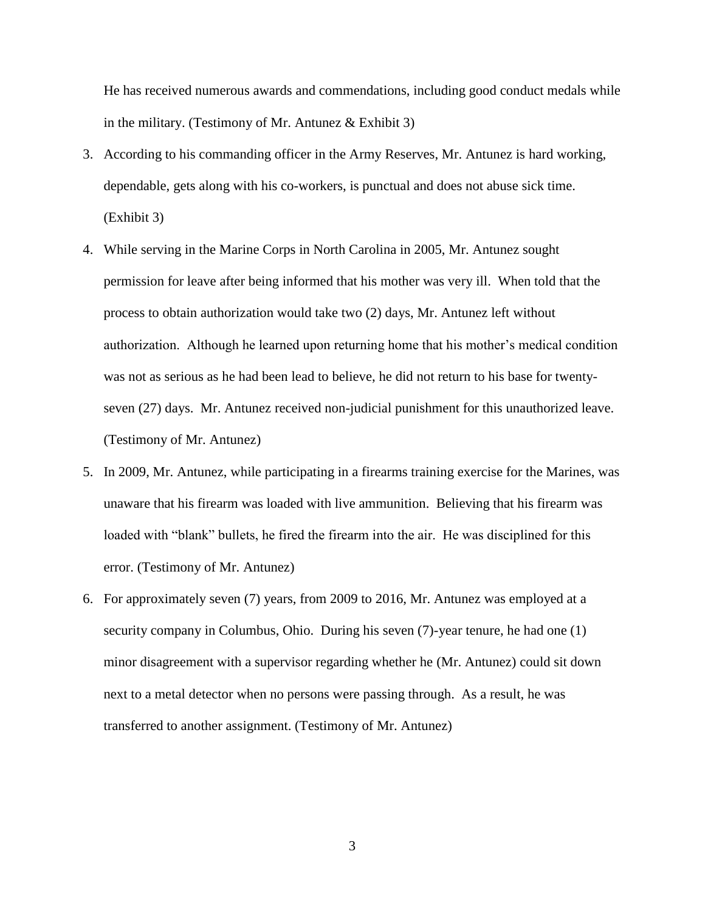He has received numerous awards and commendations, including good conduct medals while in the military. (Testimony of Mr. Antunez & Exhibit 3)

3. According to his commanding officer in the Army Reserves, Mr. Antunez is hard working, dependable, gets along with his co-workers, is punctual and does not abuse sick time. (Exhibit 3)

4. While serving in the Marine Corps in North Carolina in 2005, Mr. Antunez sought permission for leave after being informed that his mother was very ill. When told that the process to obtain authorization would take two (2) days, Mr. Antunez left without authorization. Although he learned upon returning home that his mother's medical condition was not as serious as he had been lead to believe, he did not return to his base for twenty-seven (27) days. Mr. Antunez received non-judicial punishment for this unauthorized leave. (Testimony of Mr. Antunez)

5. In 2009, Mr. Antunez, while participating in a firearms training exercise for the Marines, was unaware that his firearm was loaded with live ammunition. Believing that his firearm was loaded with "blank" bullets, he fired the firearm into the air. He was disciplined for this error. (Testimony of Mr. Antunez)

6. For approximately seven (7) years, from 2009 to 2016, Mr. Antunez was employed at a security company in Columbus, Ohio. During his seven (7)-year tenure, he had one (1) minor disagreement with a supervisor regarding whether he (Mr. Antunez) could sit down next to a metal detector when no persons were passing through. As a result, he was transferred to another assignment. (Testimony of Mr. Antunez)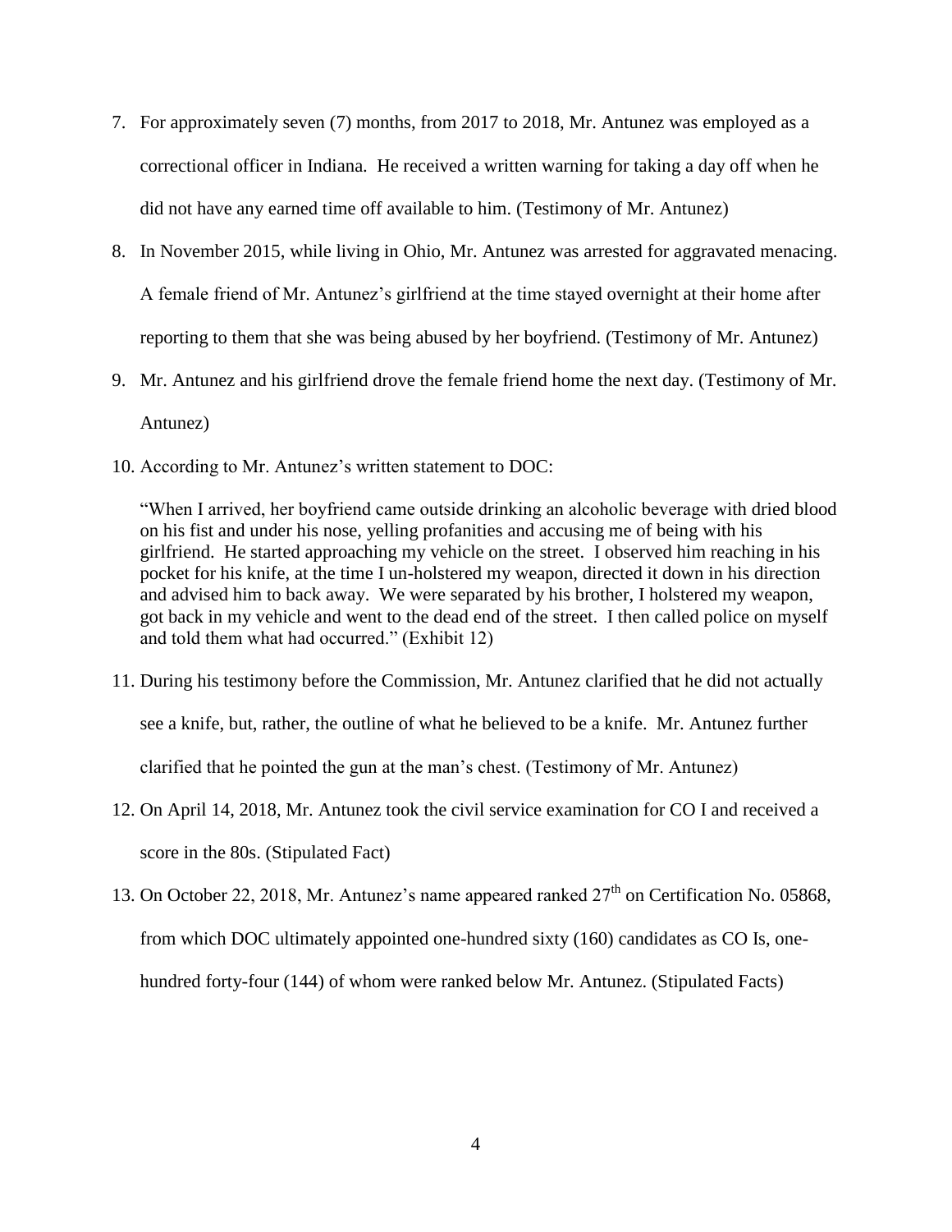7. For approximately seven (7) months, from 2017 to 2018, Mr. Antunez was employed as a correctional officer in Indiana. He received a written warning for taking a day off when he did not have any earned time off available to him. (Testimony of Mr. Antunez)

8. In November 2015, while living in Ohio, Mr. Antunez was arrested for aggravated menacing. A female friend of Mr. Antunez's girlfriend at the time stayed overnight at their home after reporting to them that she was being abused by her boyfriend. (Testimony of Mr. Antunez)

9. Mr. Antunez and his girlfriend drove the female friend home the next day. (Testimony of Mr. Antunez)

10. According to Mr. Antunez's written statement to DOC:

    "When I arrived, her boyfriend came outside drinking an alcoholic beverage with dried blood on his fist and under his nose, yelling profanities and accusing me of being with his girlfriend. He started approaching my vehicle on the street. I observed him reaching in his pocket for his knife, at the time I un-holstered my weapon, directed it down in his direction and advised him to back away. We were separated by his brother, I holstered my weapon, got back in my vehicle and went to the dead end of the street. I then called police on myself and told them what had occurred." (Exhibit 12)

11. During his testimony before the Commission, Mr. Antunez clarified that he did not actually see a knife, but, rather, the outline of what he believed to be a knife. Mr. Antunez further clarified that he pointed the gun at the man's chest. (Testimony of Mr. Antunez)

12. On April 14, 2018, Mr. Antunez took the civil service examination for CO I and received a score in the 80s. (Stipulated Fact)

13. On October 22, 2018, Mr. Antunez's name appeared ranked 27th on Certification No. 05868, from which DOC ultimately appointed one-hundred sixty (160) candidates as CO Is, one-hundred forty-four (144) of whom were ranked below Mr. Antunez. (Stipulated Facts)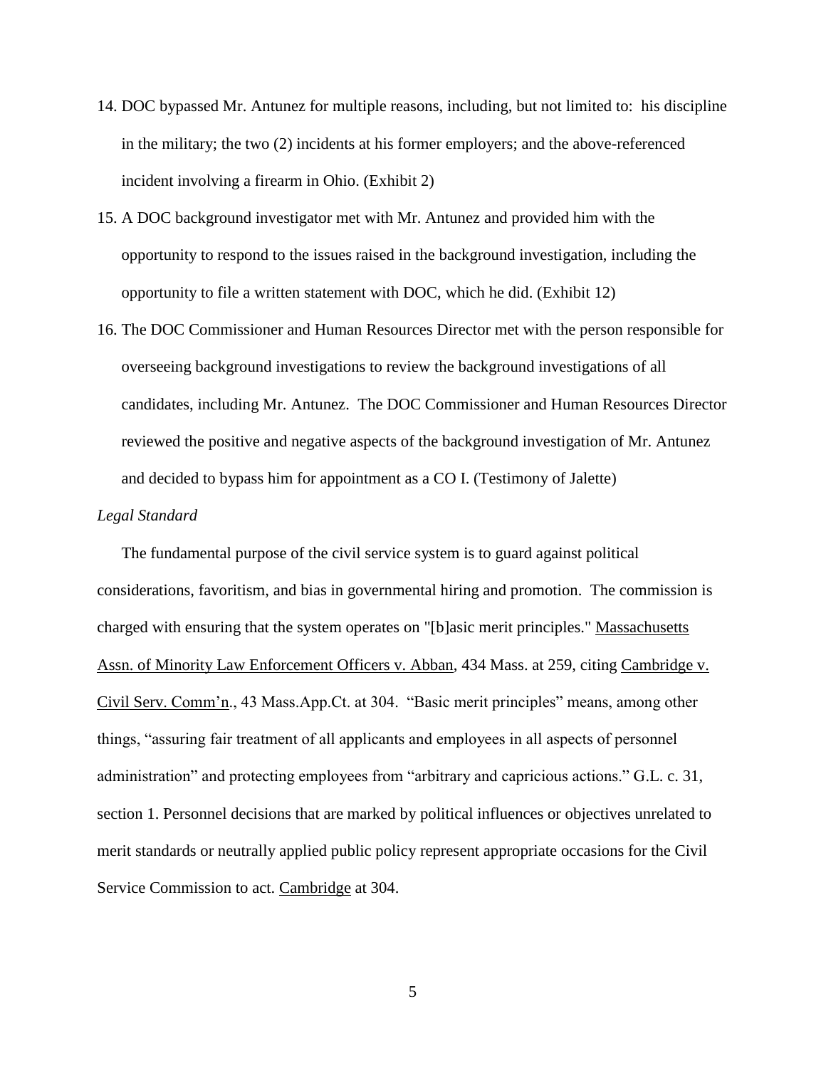14. DOC bypassed Mr. Antunez for multiple reasons, including, but not limited to: his discipline in the military; the two (2) incidents at his former employers; and the above-referenced incident involving a firearm in Ohio. (Exhibit 2)
15. A DOC background investigator met with Mr. Antunez and provided him with the opportunity to respond to the issues raised in the background investigation, including the opportunity to file a written statement with DOC, which he did. (Exhibit 12)
16. The DOC Commissioner and Human Resources Director met with the person responsible for overseeing background investigations to review the background investigations of all candidates, including Mr. Antunez. The DOC Commissioner and Human Resources Director reviewed the positive and negative aspects of the background investigation of Mr. Antunez and decided to bypass him for appointment as a CO I. (Testimony of Jalette)

*Legal Standard*

The fundamental purpose of the civil service system is to guard against political considerations, favoritism, and bias in governmental hiring and promotion. The commission is charged with ensuring that the system operates on "[b]asic merit principles." Massachusetts Assn. of Minority Law Enforcement Officers v. Abban, 434 Mass. at 259, citing Cambridge v. Civil Serv. Comm'n., 43 Mass.App.Ct. at 304. "Basic merit principles" means, among other things, "assuring fair treatment of all applicants and employees in all aspects of personnel administration" and protecting employees from "arbitrary and capricious actions." G.L. c. 31, section 1. Personnel decisions that are marked by political influences or objectives unrelated to merit standards or neutrally applied public policy represent appropriate occasions for the Civil Service Commission to act. Cambridge at 304.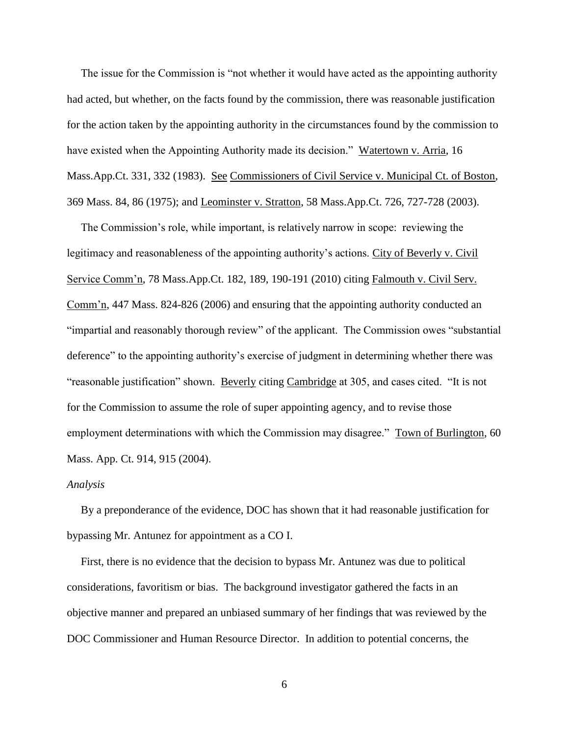The issue for the Commission is "not whether it would have acted as the appointing authority had acted, but whether, on the facts found by the commission, there was reasonable justification for the action taken by the appointing authority in the circumstances found by the commission to have existed when the Appointing Authority made its decision." Watertown v. Arria, 16 Mass.App.Ct. 331, 332 (1983). See Commissioners of Civil Service v. Municipal Ct. of Boston, 369 Mass. 84, 86 (1975); and Leominster v. Stratton, 58 Mass.App.Ct. 726, 727-728 (2003).

The Commission's role, while important, is relatively narrow in scope: reviewing the legitimacy and reasonableness of the appointing authority's actions. City of Beverly v. Civil Service Comm'n, 78 Mass.App.Ct. 182, 189, 190-191 (2010) citing Falmouth v. Civil Serv. Comm'n, 447 Mass. 824-826 (2006) and ensuring that the appointing authority conducted an "impartial and reasonably thorough review" of the applicant. The Commission owes "substantial deference" to the appointing authority's exercise of judgment in determining whether there was "reasonable justification" shown. Beverly citing Cambridge at 305, and cases cited. "It is not for the Commission to assume the role of super appointing agency, and to revise those employment determinations with which the Commission may disagree." Town of Burlington, 60 Mass. App. Ct. 914, 915 (2004).

*Analysis*

By a preponderance of the evidence, DOC has shown that it had reasonable justification for bypassing Mr. Antunez for appointment as a CO I.

First, there is no evidence that the decision to bypass Mr. Antunez was due to political considerations, favoritism or bias. The background investigator gathered the facts in an objective manner and prepared an unbiased summary of her findings that was reviewed by the DOC Commissioner and Human Resource Director. In addition to potential concerns, the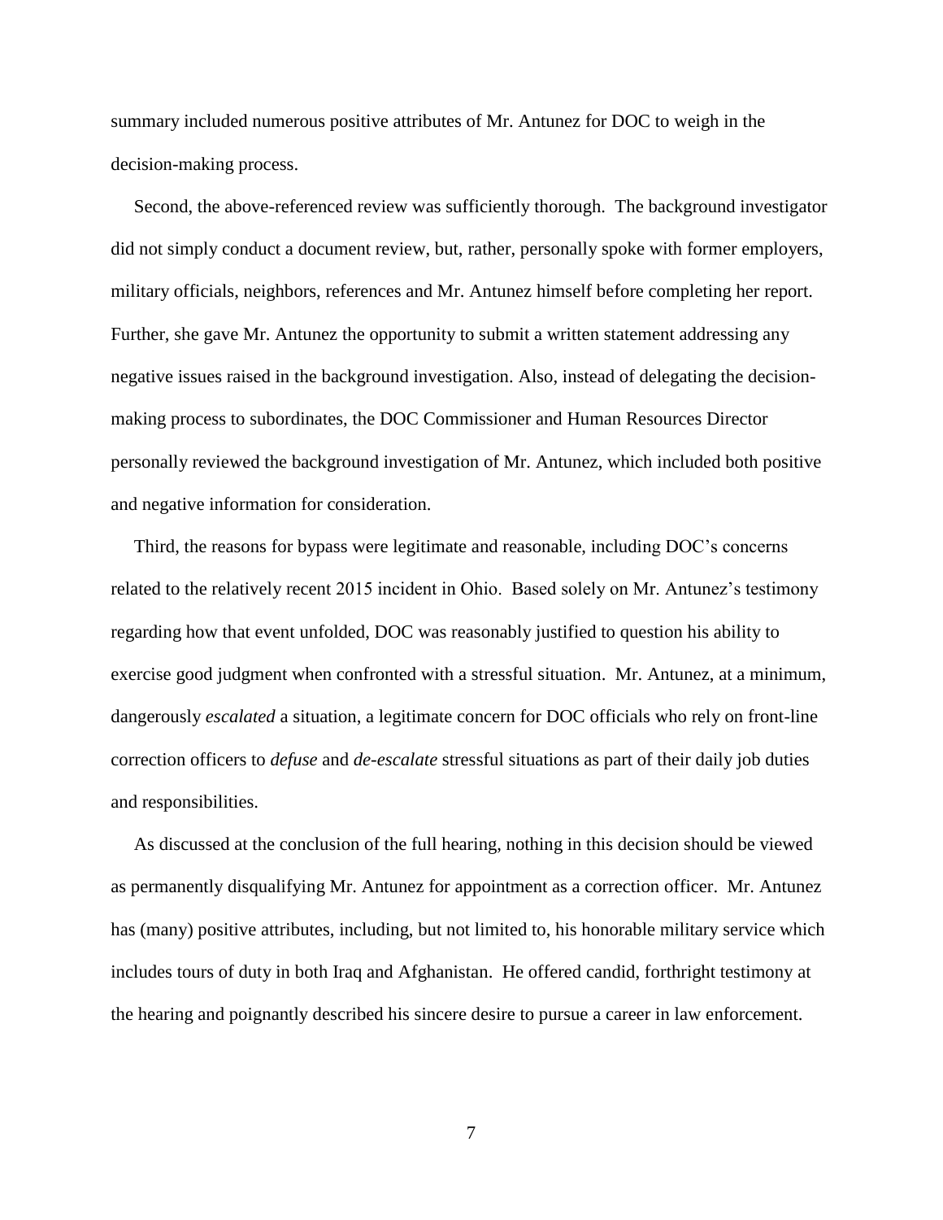summary included numerous positive attributes of Mr. Antunez for DOC to weigh in the decision-making process.

Second, the above-referenced review was sufficiently thorough. The background investigator did not simply conduct a document review, but, rather, personally spoke with former employers, military officials, neighbors, references and Mr. Antunez himself before completing her report. Further, she gave Mr. Antunez the opportunity to submit a written statement addressing any negative issues raised in the background investigation. Also, instead of delegating the decision-making process to subordinates, the DOC Commissioner and Human Resources Director personally reviewed the background investigation of Mr. Antunez, which included both positive and negative information for consideration.

Third, the reasons for bypass were legitimate and reasonable, including DOC's concerns related to the relatively recent 2015 incident in Ohio. Based solely on Mr. Antunez's testimony regarding how that event unfolded, DOC was reasonably justified to question his ability to exercise good judgment when confronted with a stressful situation. Mr. Antunez, at a minimum, dangerously *escalated* a situation, a legitimate concern for DOC officials who rely on front-line correction officers to *defuse* and *de-escalate* stressful situations as part of their daily job duties and responsibilities.

As discussed at the conclusion of the full hearing, nothing in this decision should be viewed as permanently disqualifying Mr. Antunez for appointment as a correction officer. Mr. Antunez has (many) positive attributes, including, but not limited to, his honorable military service which includes tours of duty in both Iraq and Afghanistan. He offered candid, forthright testimony at the hearing and poignantly described his sincere desire to pursue a career in law enforcement.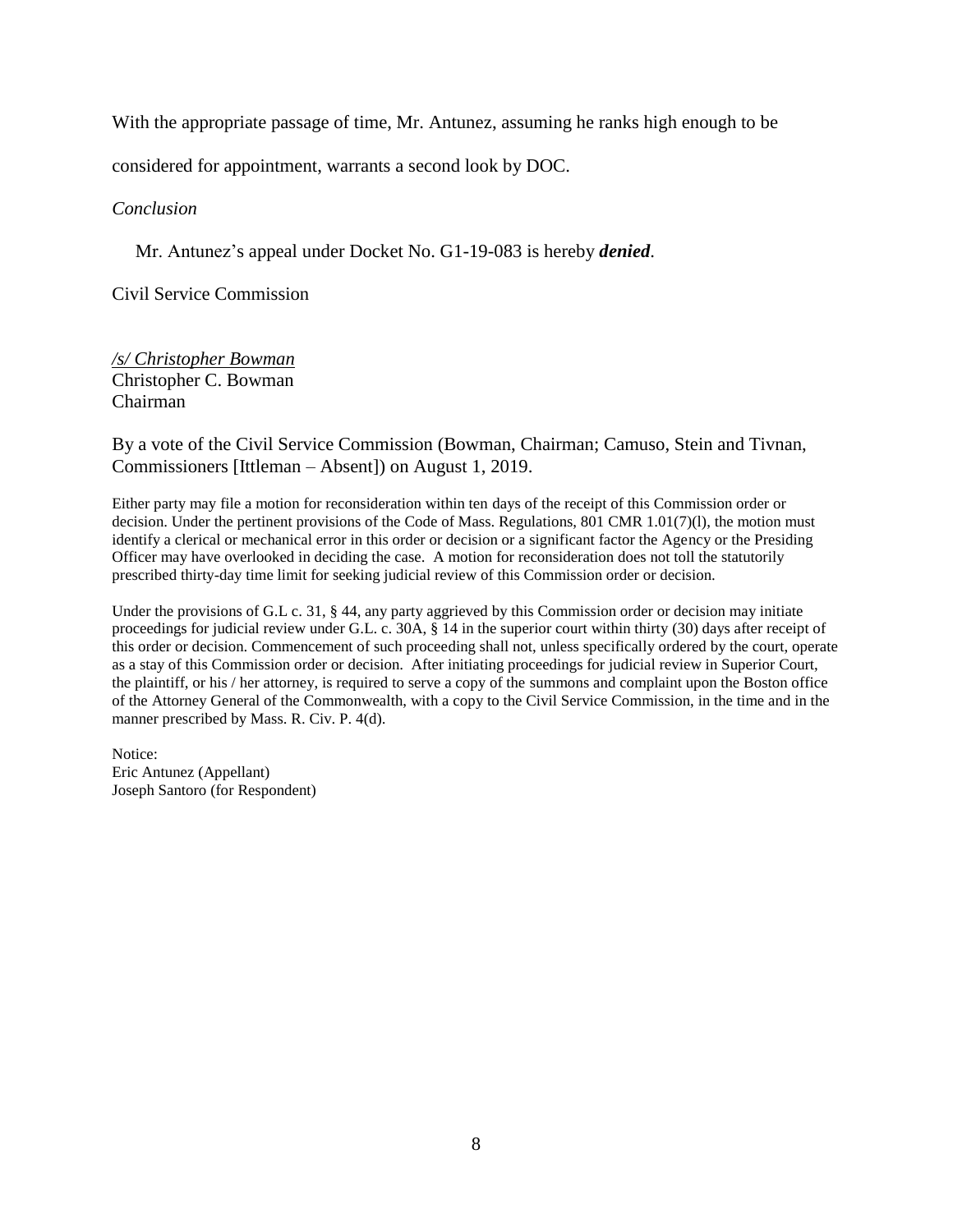With the appropriate passage of time, Mr. Antunez, assuming he ranks high enough to be considered for appointment, warrants a second look by DOC.

*Conclusion*

Mr. Antunez's appeal under Docket No. G1-19-083 is hereby ***denied***.

Civil Service Commission

*/s/ Christopher Bowman*
Christopher C. Bowman
Chairman

By a vote of the Civil Service Commission (Bowman, Chairman; Camuso, Stein and Tivnan, Commissioners [Ittleman – Absent]) on August 1, 2019.

Either party may file a motion for reconsideration within ten days of the receipt of this Commission order or decision. Under the pertinent provisions of the Code of Mass. Regulations, 801 CMR 1.01(7)(l), the motion must identify a clerical or mechanical error in this order or decision or a significant factor the Agency or the Presiding Officer may have overlooked in deciding the case. A motion for reconsideration does not toll the statutorily prescribed thirty-day time limit for seeking judicial review of this Commission order or decision.

Under the provisions of G.L c. 31, § 44, any party aggrieved by this Commission order or decision may initiate proceedings for judicial review under G.L. c. 30A, § 14 in the superior court within thirty (30) days after receipt of this order or decision. Commencement of such proceeding shall not, unless specifically ordered by the court, operate as a stay of this Commission order or decision. After initiating proceedings for judicial review in Superior Court, the plaintiff, or his / her attorney, is required to serve a copy of the summons and complaint upon the Boston office of the Attorney General of the Commonwealth, with a copy to the Civil Service Commission, in the time and in the manner prescribed by Mass. R. Civ. P. 4(d).

Notice:
Eric Antunez (Appellant)
Joseph Santoro (for Respondent)